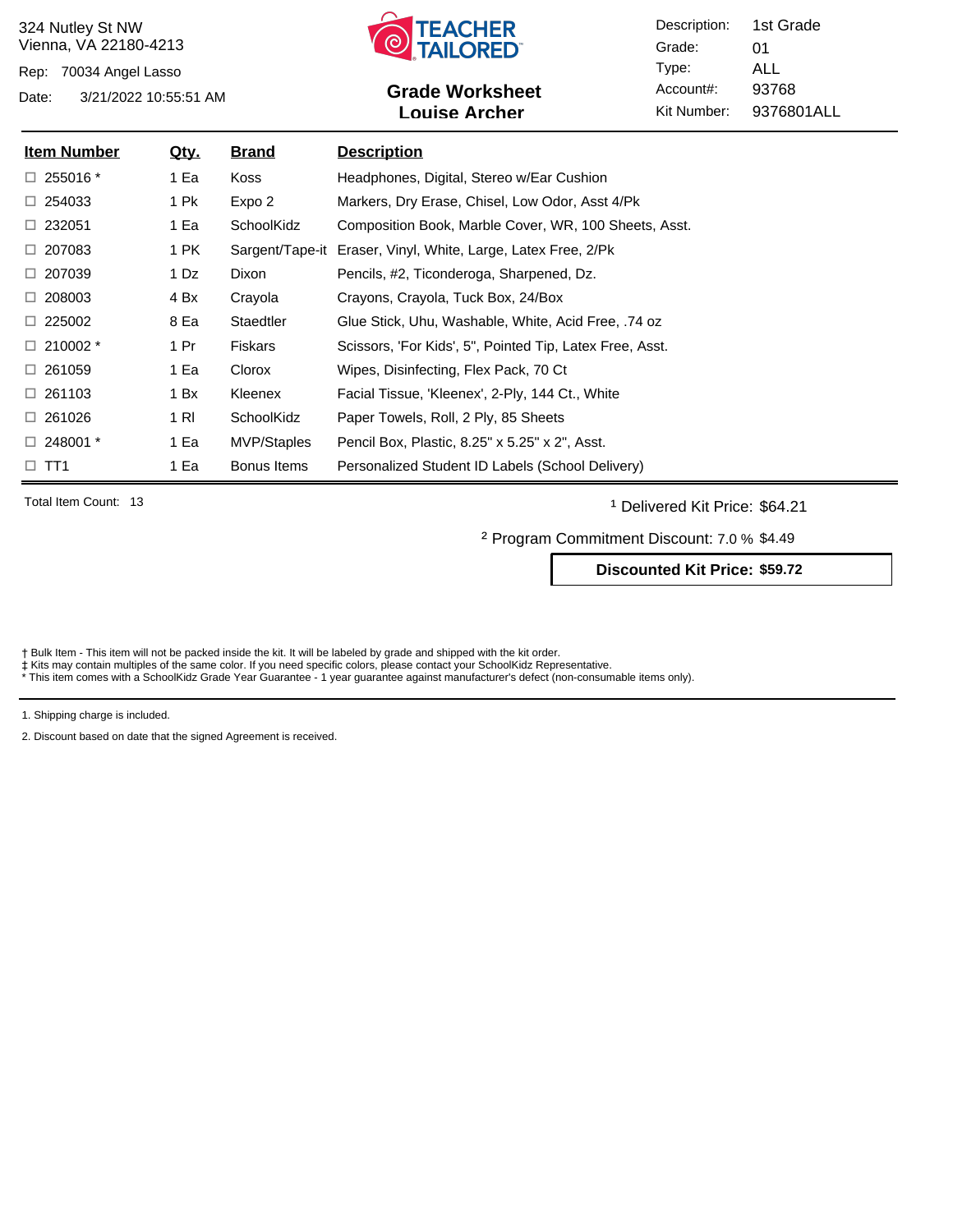324 Nutley St NW
Vienna, VA 22180-4213

Rep: 70034 Angel Lasso

Date: 3/21/2022 10:55:51 AM

TEACHER TAILORED™

## Grade Worksheet
## Louise Archer

Description: 1st Grade
Grade: 01
Type: ALL
Account#: 93768
Kit Number: 9376801ALL

| Item Number | Qty. | Brand | Description |
| --- | --- | --- | --- |
| ☐ 255016 * | 1 Ea | Koss | Headphones, Digital, Stereo w/Ear Cushion |
| ☐ 254033 | 1 Pk | Expo 2 | Markers, Dry Erase, Chisel, Low Odor, Asst 4/Pk |
| ☐ 232051 | 1 Ea | SchoolKidz | Composition Book, Marble Cover, WR, 100 Sheets, Asst. |
| ☐ 207083 | 1 PK | Sargent/Tape-it | Eraser, Vinyl, White, Large, Latex Free, 2/Pk |
| ☐ 207039 | 1 Dz | Dixon | Pencils, #2, Ticonderoga, Sharpened, Dz. |
| ☐ 208003 | 4 Bx | Crayola | Crayons, Crayola, Tuck Box, 24/Box |
| ☐ 225002 | 8 Ea | Staedtler | Glue Stick, Uhu, Washable, White, Acid Free, .74 oz |
| ☐ 210002 * | 1 Pr | Fiskars | Scissors, 'For Kids', 5", Pointed Tip, Latex Free, Asst. |
| ☐ 261059 | 1 Ea | Clorox | Wipes, Disinfecting, Flex Pack, 70 Ct |
| ☐ 261103 | 1 Bx | Kleenex | Facial Tissue, 'Kleenex', 2-Ply, 144 Ct., White |
| ☐ 261026 | 1 Rl | SchoolKidz | Paper Towels, Roll, 2 Ply, 85 Sheets |
| ☐ 248001 * | 1 Ea | MVP/Staples | Pencil Box, Plastic, 8.25" x 5.25" x 2", Asst. |
| ☐ TT1 | 1 Ea | Bonus Items | Personalized Student ID Labels (School Delivery) |

Total Item Count: 13

[1] Delivered Kit Price: $64.21

[2] Program Commitment Discount: 7.0 % $4.49

**Discounted Kit Price: $59.72**

† Bulk Item - This item will not be packed inside the kit. It will be labeled by grade and shipped with the kit order.
‡ Kits may contain multiples of the same color. If you need specific colors, please contact your SchoolKidz Representative.
* This item comes with a SchoolKidz Grade Year Guarantee - 1 year guarantee against manufacturer's defect (non-consumable items only).

1. Shipping charge is included.

2. Discount based on date that the signed Agreement is received.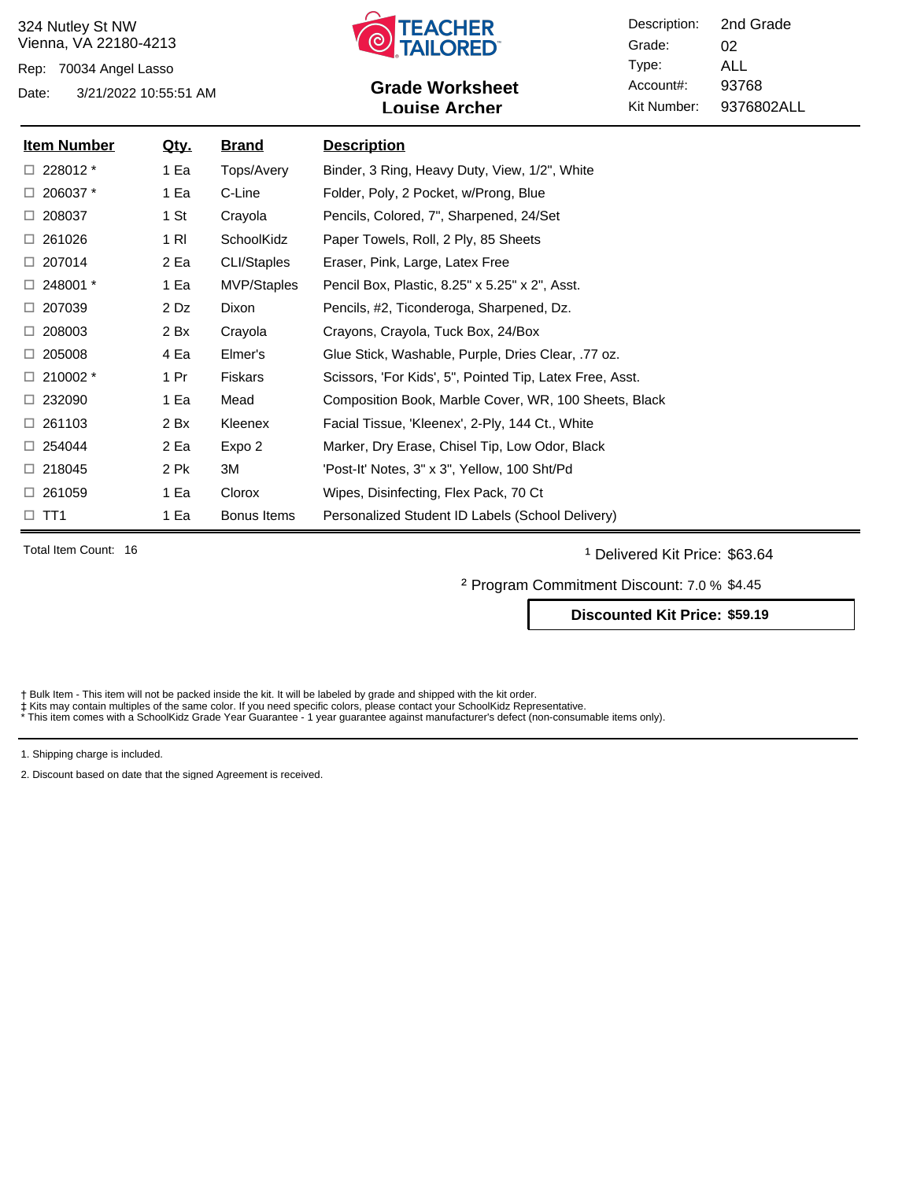324 Nutley St NW
Vienna, VA 22180-4213

Rep: 70034 Angel Lasso

Date: 3/21/2022 10:55:51 AM

TEACHER TAILORED

## Grade Worksheet
## Louise Archer

| | |
|---|---|
| Description: | 2nd Grade |
| Grade: | 02 |
| Type: | ALL |
| Account#: | 93768 |
| Kit Number: | 9376802ALL |

| Item Number | Qty. | Brand | Description |
|---|---|---|---|
| ☐ 228012 * | 1 Ea | Tops/Avery | Binder, 3 Ring, Heavy Duty, View, 1/2", White |
| ☐ 206037 * | 1 Ea | C-Line | Folder, Poly, 2 Pocket, w/Prong, Blue |
| ☐ 208037 | 1 St | Crayola | Pencils, Colored, 7", Sharpened, 24/Set |
| ☐ 261026 | 1 Rl | SchoolKidz | Paper Towels, Roll, 2 Ply, 85 Sheets |
| ☐ 207014 | 2 Ea | CLI/Staples | Eraser, Pink, Large, Latex Free |
| ☐ 248001 * | 1 Ea | MVP/Staples | Pencil Box, Plastic, 8.25" x 5.25" x 2", Asst. |
| ☐ 207039 | 2 Dz | Dixon | Pencils, #2, Ticonderoga, Sharpened, Dz. |
| ☐ 208003 | 2 Bx | Crayola | Crayons, Crayola, Tuck Box, 24/Box |
| ☐ 205008 | 4 Ea | Elmer's | Glue Stick, Washable, Purple, Dries Clear, .77 oz. |
| ☐ 210002 * | 1 Pr | Fiskars | Scissors, 'For Kids', 5", Pointed Tip, Latex Free, Asst. |
| ☐ 232090 | 1 Ea | Mead | Composition Book, Marble Cover, WR, 100 Sheets, Black |
| ☐ 261103 | 2 Bx | Kleenex | Facial Tissue, 'Kleenex', 2-Ply, 144 Ct., White |
| ☐ 254044 | 2 Ea | Expo 2 | Marker, Dry Erase, Chisel Tip, Low Odor, Black |
| ☐ 218045 | 2 Pk | 3M | 'Post-It' Notes, 3" x 3", Yellow, 100 Sht/Pd |
| ☐ 261059 | 1 Ea | Clorox | Wipes, Disinfecting, Flex Pack, 70 Ct |
| ☐ TT1 | 1 Ea | Bonus Items | Personalized Student ID Labels (School Delivery) |

Total Item Count: 16

[1] Delivered Kit Price: $63.64

[2] Program Commitment Discount: 7.0 % $4.45

**Discounted Kit Price: $59.19**

† Bulk Item - This item will not be packed inside the kit. It will be labeled by grade and shipped with the kit order.
‡ Kits may contain multiples of the same color. If you need specific colors, please contact your SchoolKidz Representative.
* This item comes with a SchoolKidz Grade Year Guarantee - 1 year guarantee against manufacturer's defect (non-consumable items only).

1. Shipping charge is included.

2. Discount based on date that the signed Agreement is received.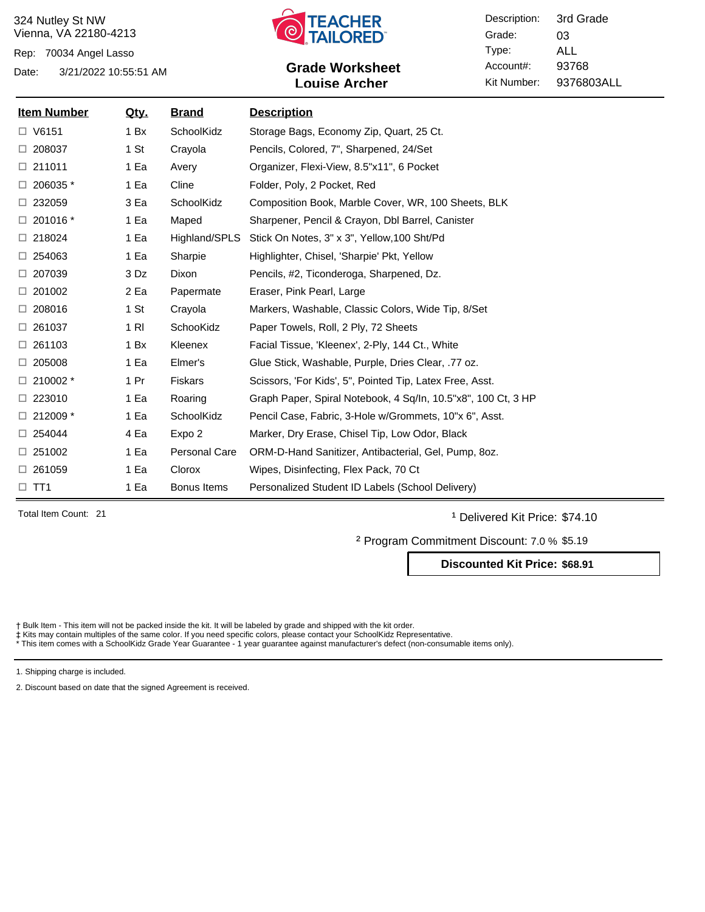324 Nutley St NW
Vienna, VA 22180-4213

Rep: 70034 Angel Lasso

Date: 3/21/2022 10:55:51 AM

TEACHER TAILORED

## Grade Worksheet
## Louise Archer

Description: 3rd Grade
Grade: 03
Type: ALL
Account#: 93768
Kit Number: 9376803ALL

| Item Number | Qty. | Brand | Description |
|---|---|---|---|
| ☐ V6151 | 1 Bx | SchoolKidz | Storage Bags, Economy Zip, Quart, 25 Ct. |
| ☐ 208037 | 1 St | Crayola | Pencils, Colored, 7", Sharpened, 24/Set |
| ☐ 211011 | 1 Ea | Avery | Organizer, Flexi-View, 8.5"x11", 6 Pocket |
| ☐ 206035 * | 1 Ea | Cline | Folder, Poly, 2 Pocket, Red |
| ☐ 232059 | 3 Ea | SchoolKidz | Composition Book, Marble Cover, WR, 100 Sheets, BLK |
| ☐ 201016 * | 1 Ea | Maped | Sharpener, Pencil & Crayon, Dbl Barrel, Canister |
| ☐ 218024 | 1 Ea | Highland/SPLS | Stick On Notes, 3" x 3", Yellow,100 Sht/Pd |
| ☐ 254063 | 1 Ea | Sharpie | Highlighter, Chisel, 'Sharpie' Pkt, Yellow |
| ☐ 207039 | 3 Dz | Dixon | Pencils, #2, Ticonderoga, Sharpened, Dz. |
| ☐ 201002 | 2 Ea | Papermate | Eraser, Pink Pearl, Large |
| ☐ 208016 | 1 St | Crayola | Markers, Washable, Classic Colors, Wide Tip, 8/Set |
| ☐ 261037 | 1 Rl | SchooKidz | Paper Towels, Roll, 2 Ply, 72 Sheets |
| ☐ 261103 | 1 Bx | Kleenex | Facial Tissue, 'Kleenex', 2-Ply, 144 Ct., White |
| ☐ 205008 | 1 Ea | Elmer's | Glue Stick, Washable, Purple, Dries Clear, .77 oz. |
| ☐ 210002 * | 1 Pr | Fiskars | Scissors, 'For Kids', 5", Pointed Tip, Latex Free, Asst. |
| ☐ 223010 | 1 Ea | Roaring | Graph Paper, Spiral Notebook, 4 Sq/In, 10.5"x8", 100 Ct, 3 HP |
| ☐ 212009 * | 1 Ea | SchoolKidz | Pencil Case, Fabric, 3-Hole w/Grommets, 10"x 6", Asst. |
| ☐ 254044 | 4 Ea | Expo 2 | Marker, Dry Erase, Chisel Tip, Low Odor, Black |
| ☐ 251002 | 1 Ea | Personal Care | ORM-D-Hand Sanitizer, Antibacterial, Gel, Pump, 8oz. |
| ☐ 261059 | 1 Ea | Clorox | Wipes, Disinfecting, Flex Pack, 70 Ct |
| ☐ TT1 | 1 Ea | Bonus Items | Personalized Student ID Labels (School Delivery) |

Total Item Count: 21

[1] Delivered Kit Price: $74.10

[2] Program Commitment Discount: 7.0 % $5.19

**Discounted Kit Price: $68.91**

† Bulk Item - This item will not be packed inside the kit. It will be labeled by grade and shipped with the kit order.
‡ Kits may contain multiples of the same color. If you need specific colors, please contact your SchoolKidz Representative.
* This item comes with a SchoolKidz Grade Year Guarantee - 1 year guarantee against manufacturer's defect (non-consumable items only).

1. Shipping charge is included.

2. Discount based on date that the signed Agreement is received.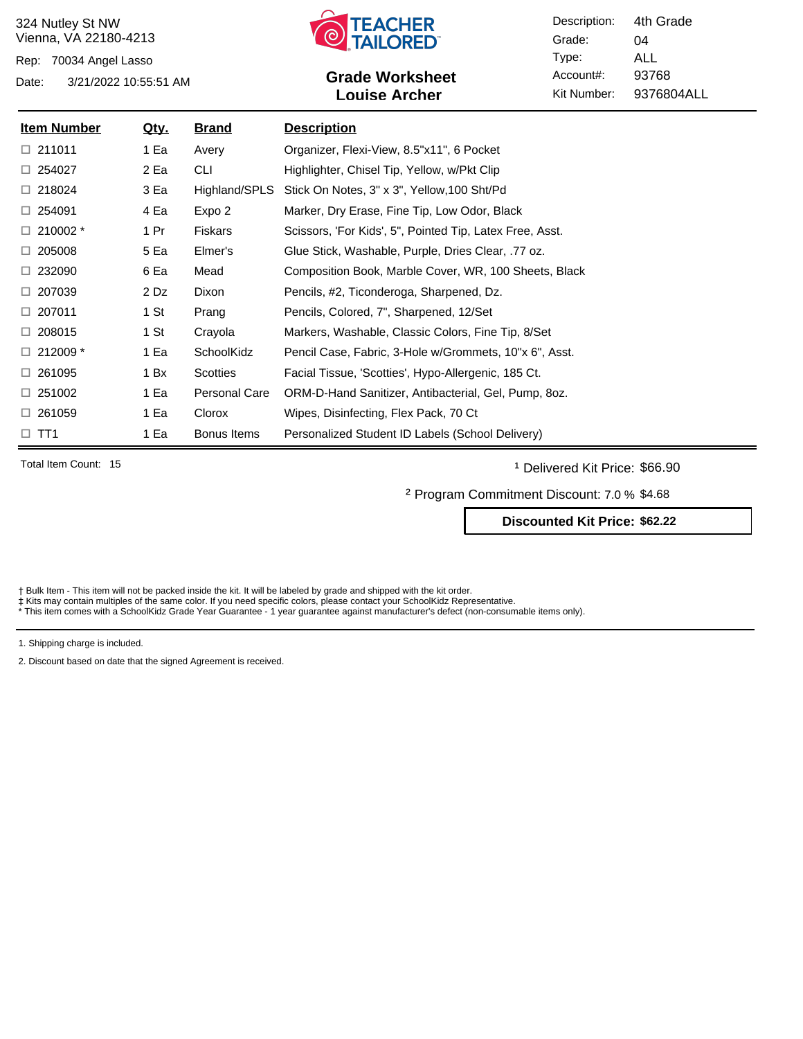324 Nutley St NW
Vienna, VA 22180-4213

Rep: 70034 Angel Lasso

Date: 3/21/2022 10:55:51 AM

TEACHER TAILORED

## Grade Worksheet
## Louise Archer

| | |
|---|---|
| Description: | 4th Grade |
| Grade: | 04 |
| Type: | ALL |
| Account#: | 93768 |
| Kit Number: | 9376804ALL |

| Item Number | Qty. | Brand | Description |
|---|---|---|---|
| ☐ 211011 | 1 Ea | Avery | Organizer, Flexi-View, 8.5"x11", 6 Pocket |
| ☐ 254027 | 2 Ea | CLI | Highlighter, Chisel Tip, Yellow, w/Pkt Clip |
| ☐ 218024 | 3 Ea | Highland/SPLS | Stick On Notes, 3" x 3", Yellow,100 Sht/Pd |
| ☐ 254091 | 4 Ea | Expo 2 | Marker, Dry Erase, Fine Tip, Low Odor, Black |
| ☐ 210002 * | 1 Pr | Fiskars | Scissors, 'For Kids', 5", Pointed Tip, Latex Free, Asst. |
| ☐ 205008 | 5 Ea | Elmer's | Glue Stick, Washable, Purple, Dries Clear, .77 oz. |
| ☐ 232090 | 6 Ea | Mead | Composition Book, Marble Cover, WR, 100 Sheets, Black |
| ☐ 207039 | 2 Dz | Dixon | Pencils, #2, Ticonderoga, Sharpened, Dz. |
| ☐ 207011 | 1 St | Prang | Pencils, Colored, 7", Sharpened, 12/Set |
| ☐ 208015 | 1 St | Crayola | Markers, Washable, Classic Colors, Fine Tip, 8/Set |
| ☐ 212009 * | 1 Ea | SchoolKidz | Pencil Case, Fabric, 3-Hole w/Grommets, 10"x 6", Asst. |
| ☐ 261095 | 1 Bx | Scotties | Facial Tissue, 'Scotties', Hypo-Allergenic, 185 Ct. |
| ☐ 251002 | 1 Ea | Personal Care | ORM-D-Hand Sanitizer, Antibacterial, Gel, Pump, 8oz. |
| ☐ 261059 | 1 Ea | Clorox | Wipes, Disinfecting, Flex Pack, 70 Ct |
| ☐ TT1 | 1 Ea | Bonus Items | Personalized Student ID Labels (School Delivery) |

Total Item Count: 15

[1] Delivered Kit Price: $66.90

[2] Program Commitment Discount: 7.0 % $4.68

**Discounted Kit Price: $62.22**

† Bulk Item - This item will not be packed inside the kit. It will be labeled by grade and shipped with the kit order.
‡ Kits may contain multiples of the same color. If you need specific colors, please contact your SchoolKidz Representative.
* This item comes with a SchoolKidz Grade Year Guarantee - 1 year guarantee against manufacturer's defect (non-consumable items only).

1. Shipping charge is included.

2. Discount based on date that the signed Agreement is received.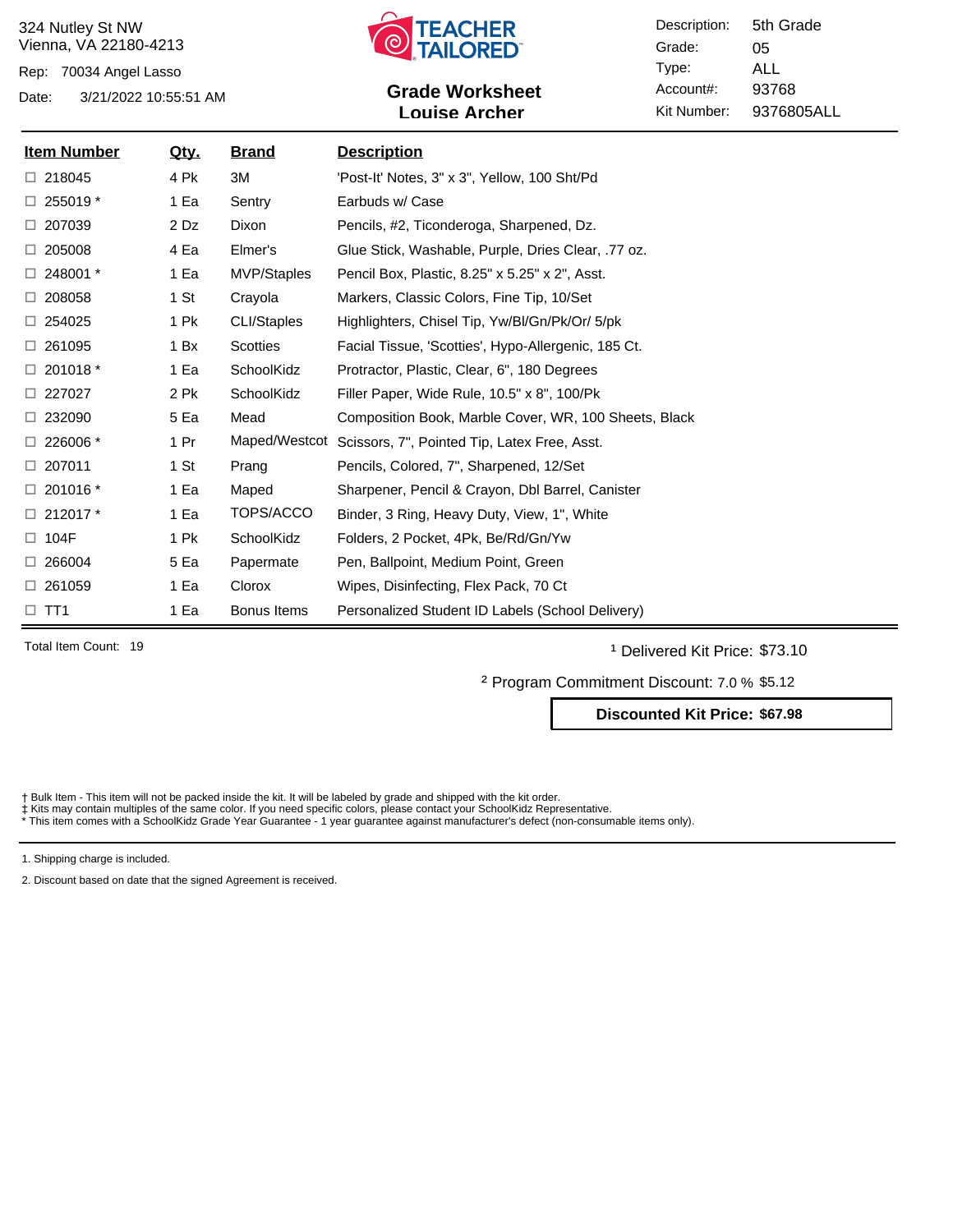324 Nutley St NW
Vienna, VA 22180-4213

Rep: 70034 Angel Lasso

Date: 3/21/2022 10:55:51 AM

TEACHER TAILORED

## Grade Worksheet
## Louise Archer

| | |
|---|---|
| Description: | 5th Grade |
| Grade: | 05 |
| Type: | ALL |
| Account#: | 93768 |
| Kit Number: | 9376805ALL |

| Item Number | Qty. | Brand | Description |
|---|---|---|---|
| ☐ 218045 | 4 Pk | 3M | 'Post-It' Notes, 3" x 3", Yellow, 100 Sht/Pd |
| ☐ 255019 * | 1 Ea | Sentry | Earbuds w/ Case |
| ☐ 207039 | 2 Dz | Dixon | Pencils, #2, Ticonderoga, Sharpened, Dz. |
| ☐ 205008 | 4 Ea | Elmer's | Glue Stick, Washable, Purple, Dries Clear, .77 oz. |
| ☐ 248001 * | 1 Ea | MVP/Staples | Pencil Box, Plastic, 8.25" x 5.25" x 2", Asst. |
| ☐ 208058 | 1 St | Crayola | Markers, Classic Colors, Fine Tip, 10/Set |
| ☐ 254025 | 1 Pk | CLI/Staples | Highlighters, Chisel Tip, Yw/Bl/Gn/Pk/Or/ 5/pk |
| ☐ 261095 | 1 Bx | Scotties | Facial Tissue, 'Scotties', Hypo-Allergenic, 185 Ct. |
| ☐ 201018 * | 1 Ea | SchoolKidz | Protractor, Plastic, Clear, 6", 180 Degrees |
| ☐ 227027 | 2 Pk | SchoolKidz | Filler Paper, Wide Rule, 10.5" x 8", 100/Pk |
| ☐ 232090 | 5 Ea | Mead | Composition Book, Marble Cover, WR, 100 Sheets, Black |
| ☐ 226006 * | 1 Pr | Maped/Westcot | Scissors, 7", Pointed Tip, Latex Free, Asst. |
| ☐ 207011 | 1 St | Prang | Pencils, Colored, 7", Sharpened, 12/Set |
| ☐ 201016 * | 1 Ea | Maped | Sharpener, Pencil & Crayon, Dbl Barrel, Canister |
| ☐ 212017 * | 1 Ea | TOPS/ACCO | Binder, 3 Ring, Heavy Duty, View, 1", White |
| ☐ 104F | 1 Pk | SchoolKidz | Folders, 2 Pocket, 4Pk, Be/Rd/Gn/Yw |
| ☐ 266004 | 5 Ea | Papermate | Pen, Ballpoint, Medium Point, Green |
| ☐ 261059 | 1 Ea | Clorox | Wipes, Disinfecting, Flex Pack, 70 Ct |
| ☐ TT1 | 1 Ea | Bonus Items | Personalized Student ID Labels (School Delivery) |

Total Item Count: 19

[1] Delivered Kit Price: $73.10

[2] Program Commitment Discount: 7.0 % $5.12

**Discounted Kit Price: $67.98**

† Bulk Item - This item will not be packed inside the kit. It will be labeled by grade and shipped with the kit order.
‡ Kits may contain multiples of the same color. If you need specific colors, please contact your SchoolKidz Representative.
* This item comes with a SchoolKidz Grade Year Guarantee - 1 year guarantee against manufacturer's defect (non-consumable items only).

1. Shipping charge is included.

2. Discount based on date that the signed Agreement is received.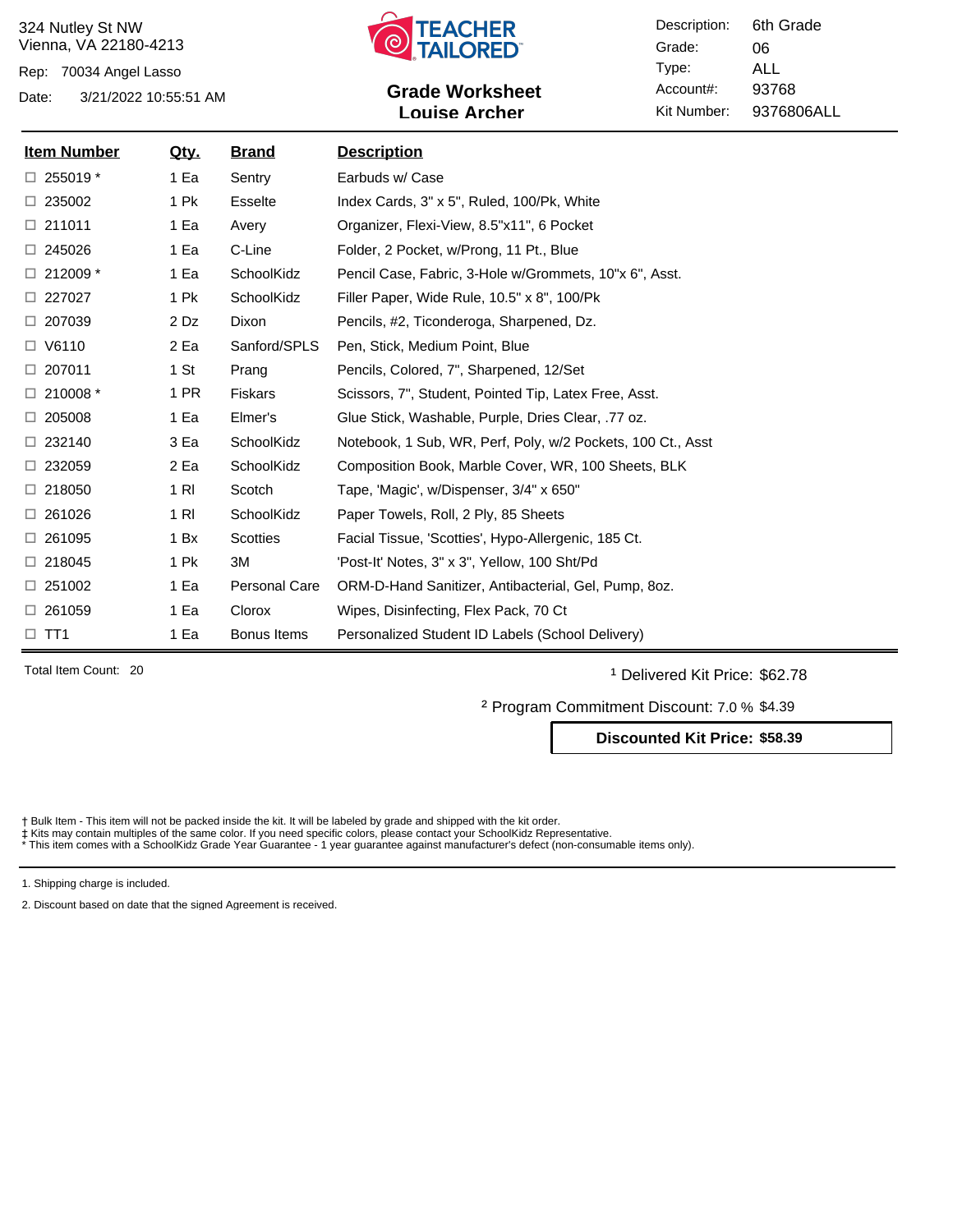324 Nutley St NW
Vienna, VA 22180-4213

Rep: 70034 Angel Lasso

Date: 3/21/2022 10:55:51 AM

TEACHER TAILORED

## Grade Worksheet
## Louise Archer

Description: 6th Grade
Grade: 06
Type: ALL
Account#: 93768
Kit Number: 9376806ALL

| Item Number | Qty. | Brand | Description |
|---|---|---|---|
| ☐ 255019 * | 1 Ea | Sentry | Earbuds w/ Case |
| ☐ 235002 | 1 Pk | Esselte | Index Cards, 3" x 5", Ruled, 100/Pk, White |
| ☐ 211011 | 1 Ea | Avery | Organizer, Flexi-View, 8.5"x11", 6 Pocket |
| ☐ 245026 | 1 Ea | C-Line | Folder, 2 Pocket, w/Prong, 11 Pt., Blue |
| ☐ 212009 * | 1 Ea | SchoolKidz | Pencil Case, Fabric, 3-Hole w/Grommets, 10"x 6", Asst. |
| ☐ 227027 | 1 Pk | SchoolKidz | Filler Paper, Wide Rule, 10.5" x 8", 100/Pk |
| ☐ 207039 | 2 Dz | Dixon | Pencils, #2, Ticonderoga, Sharpened, Dz. |
| ☐ V6110 | 2 Ea | Sanford/SPLS | Pen, Stick, Medium Point, Blue |
| ☐ 207011 | 1 St | Prang | Pencils, Colored, 7", Sharpened, 12/Set |
| ☐ 210008 * | 1 PR | Fiskars | Scissors, 7", Student, Pointed Tip, Latex Free, Asst. |
| ☐ 205008 | 1 Ea | Elmer's | Glue Stick, Washable, Purple, Dries Clear, .77 oz. |
| ☐ 232140 | 3 Ea | SchoolKidz | Notebook, 1 Sub, WR, Perf, Poly, w/2 Pockets, 100 Ct., Asst |
| ☐ 232059 | 2 Ea | SchoolKidz | Composition Book, Marble Cover, WR, 100 Sheets, BLK |
| ☐ 218050 | 1 Rl | Scotch | Tape, 'Magic', w/Dispenser, 3/4" x 650" |
| ☐ 261026 | 1 Rl | SchoolKidz | Paper Towels, Roll, 2 Ply, 85 Sheets |
| ☐ 261095 | 1 Bx | Scotties | Facial Tissue, 'Scotties', Hypo-Allergenic, 185 Ct. |
| ☐ 218045 | 1 Pk | 3M | 'Post-It' Notes, 3" x 3", Yellow, 100 Sht/Pd |
| ☐ 251002 | 1 Ea | Personal Care | ORM-D-Hand Sanitizer, Antibacterial, Gel, Pump, 8oz. |
| ☐ 261059 | 1 Ea | Clorox | Wipes, Disinfecting, Flex Pack, 70 Ct |
| ☐ TT1 | 1 Ea | Bonus Items | Personalized Student ID Labels (School Delivery) |

Total Item Count: 20

[1] Delivered Kit Price: $62.78

[2] Program Commitment Discount: 7.0 % $4.39

**Discounted Kit Price: $58.39**

† Bulk Item - This item will not be packed inside the kit. It will be labeled by grade and shipped with the kit order.
‡ Kits may contain multiples of the same color. If you need specific colors, please contact your SchoolKidz Representative.
* This item comes with a SchoolKidz Grade Year Guarantee - 1 year guarantee against manufacturer's defect (non-consumable items only).

1. Shipping charge is included.

2. Discount based on date that the signed Agreement is received.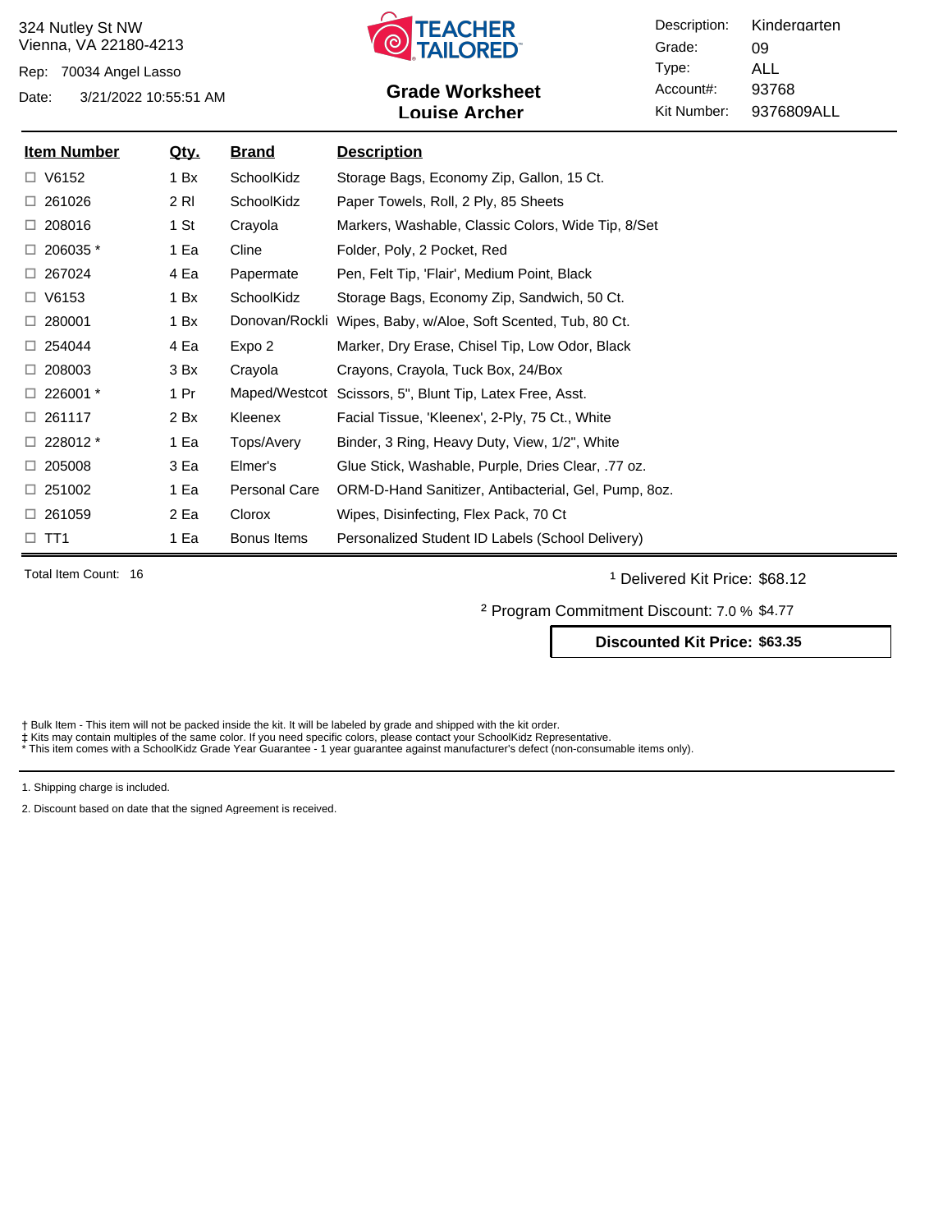324 Nutley St NW
Vienna, VA 22180-4213

Rep: 70034 Angel Lasso

Date: 3/21/2022 10:55:51 AM

TEACHER TAILORED

## Grade Worksheet
## Louise Archer

| | |
|---|---|
| Description: | Kindergarten |
| Grade: | 09 |
| Type: | ALL |
| Account#: | 93768 |
| Kit Number: | 9376809ALL |

| Item Number | Qty. | Brand | Description |
|---|---|---|---|
| ☐ V6152 | 1 Bx | SchoolKidz | Storage Bags, Economy Zip, Gallon, 15 Ct. |
| ☐ 261026 | 2 Rl | SchoolKidz | Paper Towels, Roll, 2 Ply, 85 Sheets |
| ☐ 208016 | 1 St | Crayola | Markers, Washable, Classic Colors, Wide Tip, 8/Set |
| ☐ 206035 * | 1 Ea | Cline | Folder, Poly, 2 Pocket, Red |
| ☐ 267024 | 4 Ea | Papermate | Pen, Felt Tip, 'Flair', Medium Point, Black |
| ☐ V6153 | 1 Bx | SchoolKidz | Storage Bags, Economy Zip, Sandwich, 50 Ct. |
| ☐ 280001 | 1 Bx | Donovan/Rockli | Wipes, Baby, w/Aloe, Soft Scented, Tub, 80 Ct. |
| ☐ 254044 | 4 Ea | Expo 2 | Marker, Dry Erase, Chisel Tip, Low Odor, Black |
| ☐ 208003 | 3 Bx | Crayola | Crayons, Crayola, Tuck Box, 24/Box |
| ☐ 226001 * | 1 Pr | Maped/Westcot | Scissors, 5", Blunt Tip, Latex Free, Asst. |
| ☐ 261117 | 2 Bx | Kleenex | Facial Tissue, 'Kleenex', 2-Ply, 75 Ct., White |
| ☐ 228012 * | 1 Ea | Tops/Avery | Binder, 3 Ring, Heavy Duty, View, 1/2", White |
| ☐ 205008 | 3 Ea | Elmer's | Glue Stick, Washable, Purple, Dries Clear, .77 oz. |
| ☐ 251002 | 1 Ea | Personal Care | ORM-D-Hand Sanitizer, Antibacterial, Gel, Pump, 8oz. |
| ☐ 261059 | 2 Ea | Clorox | Wipes, Disinfecting, Flex Pack, 70 Ct |
| ☐ TT1 | 1 Ea | Bonus Items | Personalized Student ID Labels (School Delivery) |

Total Item Count: 16

[1] Delivered Kit Price: $68.12

[2] Program Commitment Discount: 7.0 % $4.77

**Discounted Kit Price: $63.35**

† Bulk Item - This item will not be packed inside the kit. It will be labeled by grade and shipped with the kit order.
‡ Kits may contain multiples of the same color. If you need specific colors, please contact your SchoolKidz Representative.
* This item comes with a SchoolKidz Grade Year Guarantee - 1 year guarantee against manufacturer's defect (non-consumable items only).

1. Shipping charge is included.

2. Discount based on date that the signed Agreement is received.